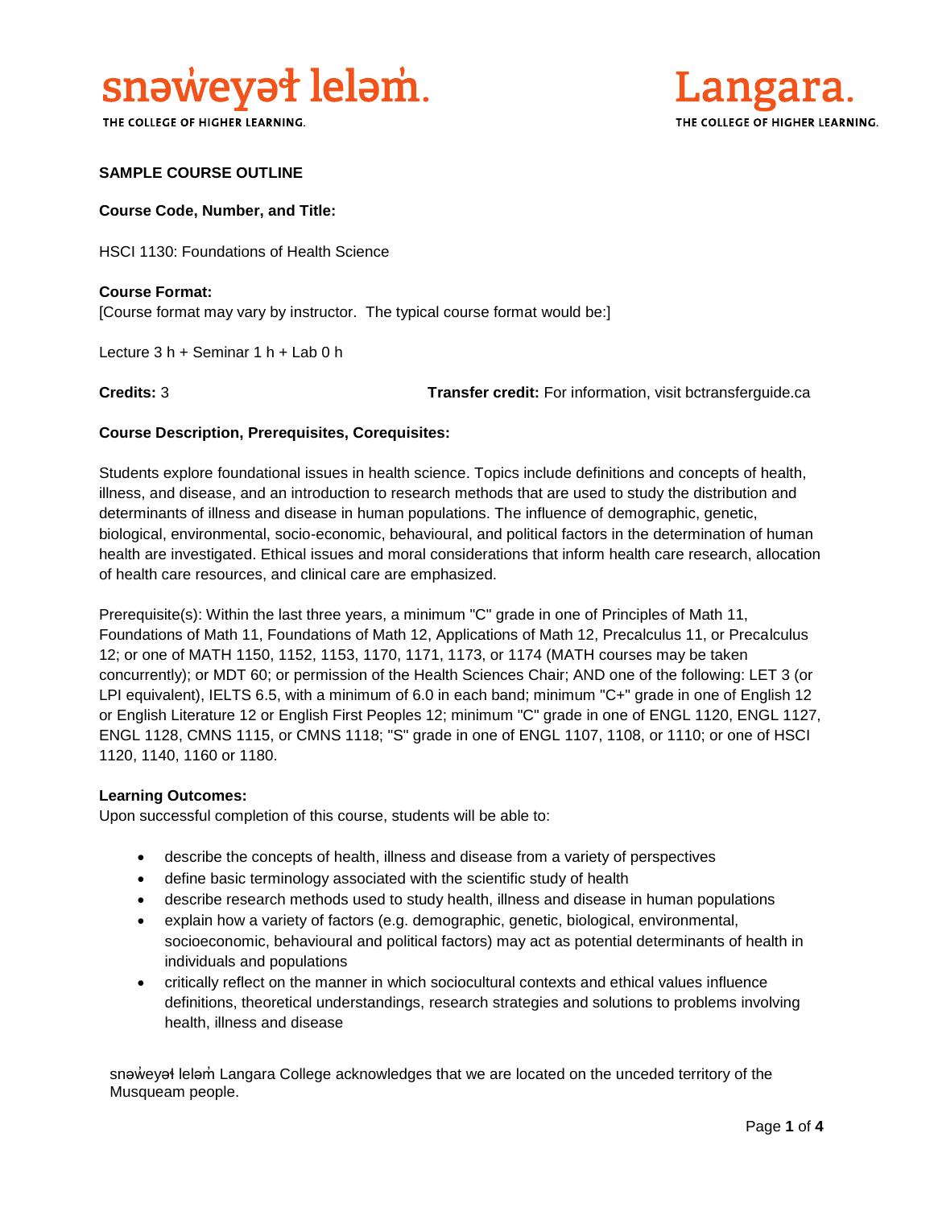snəw̓eyəɬ leləm̓.
THE COLLEGE OF HIGHER LEARNING.

Langara.
THE COLLEGE OF HIGHER LEARNING.

**SAMPLE COURSE OUTLINE**

**Course Code, Number, and Title:**

HSCI 1130: Foundations of Health Science

**Course Format:**
[Course format may vary by instructor. The typical course format would be:]

Lecture 3 h + Seminar 1 h + Lab 0 h

**Credits:** 3

**Transfer credit:** For information, visit bctransferguide.ca

**Course Description, Prerequisites, Corequisites:**

Students explore foundational issues in health science. Topics include definitions and concepts of health, illness, and disease, and an introduction to research methods that are used to study the distribution and determinants of illness and disease in human populations. The influence of demographic, genetic, biological, environmental, socio-economic, behavioural, and political factors in the determination of human health are investigated. Ethical issues and moral considerations that inform health care research, allocation of health care resources, and clinical care are emphasized.

Prerequisite(s): Within the last three years, a minimum "C" grade in one of Principles of Math 11, Foundations of Math 11, Foundations of Math 12, Applications of Math 12, Precalculus 11, or Precalculus 12; or one of MATH 1150, 1152, 1153, 1170, 1171, 1173, or 1174 (MATH courses may be taken concurrently); or MDT 60; or permission of the Health Sciences Chair; AND one of the following: LET 3 (or LPI equivalent), IELTS 6.5, with a minimum of 6.0 in each band; minimum "C+" grade in one of English 12 or English Literature 12 or English First Peoples 12; minimum "C" grade in one of ENGL 1120, ENGL 1127, ENGL 1128, CMNS 1115, or CMNS 1118; "S" grade in one of ENGL 1107, 1108, or 1110; or one of HSCI 1120, 1140, 1160 or 1180.

**Learning Outcomes:**
Upon successful completion of this course, students will be able to:

- describe the concepts of health, illness and disease from a variety of perspectives
- define basic terminology associated with the scientific study of health
- describe research methods used to study health, illness and disease in human populations
- explain how a variety of factors (e.g. demographic, genetic, biological, environmental, socioeconomic, behavioural and political factors) may act as potential determinants of health in individuals and populations
- critically reflect on the manner in which sociocultural contexts and ethical values influence definitions, theoretical understandings, research strategies and solutions to problems involving health, illness and disease

snəw̓eyəɬ leləm̓ Langara College acknowledges that we are located on the unceded territory of the Musqueam people.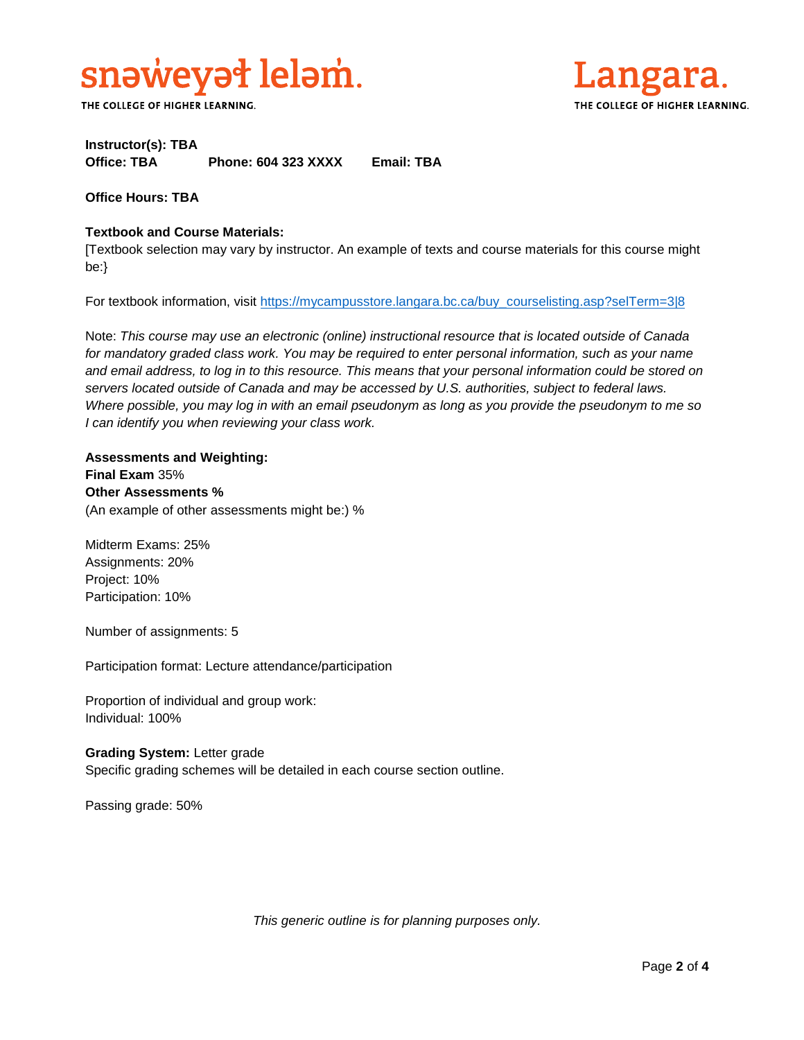**Instructor(s): TBA**
**Office: TBA** **Phone: 604 323 XXXX** **Email: TBA**

**Office Hours: TBA**

**Textbook and Course Materials:**
[Textbook selection may vary by instructor. An example of texts and course materials for this course might be:}

For textbook information, visit https://mycampusstore.langara.bc.ca/buy_courselisting.asp?selTerm=3|8

Note: *This course may use an electronic (online) instructional resource that is located outside of Canada for mandatory graded class work. You may be required to enter personal information, such as your name and email address, to log in to this resource. This means that your personal information could be stored on servers located outside of Canada and may be accessed by U.S. authorities, subject to federal laws. Where possible, you may log in with an email pseudonym as long as you provide the pseudonym to me so I can identify you when reviewing your class work.*

**Assessments and Weighting:**
**Final Exam** 35%
**Other Assessments %**
(An example of other assessments might be:) %

Midterm Exams: 25%
Assignments: 20%
Project: 10%
Participation: 10%

Number of assignments: 5

Participation format: Lecture attendance/participation

Proportion of individual and group work:
Individual: 100%

**Grading System:** Letter grade
Specific grading schemes will be detailed in each course section outline.

Passing grade: 50%

*This generic outline is for planning purposes only.*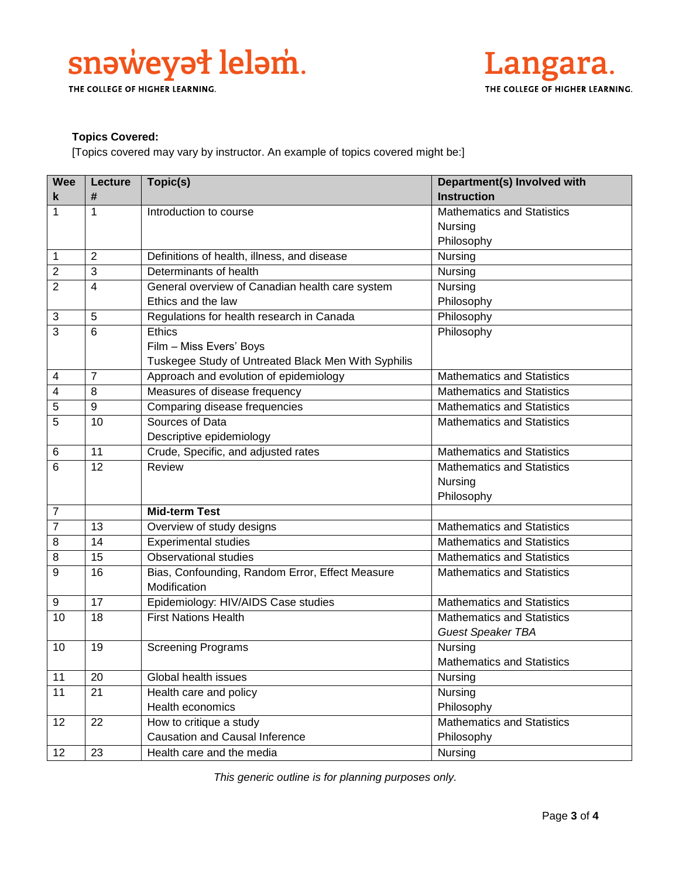**Topics Covered:**

[Topics covered may vary by instructor. An example of topics covered might be:]

| Week | Lecture # | Topic(s) | Department(s) Involved with Instruction |
|---|---|---|---|
| 1 | 1 | Introduction to course | Mathematics and Statistics<br>Nursing<br>Philosophy |
| 1 | 2 | Definitions of health, illness, and disease | Nursing |
| 2 | 3 | Determinants of health | Nursing |
| 2 | 4 | General overview of Canadian health care system<br>Ethics and the law | Nursing<br>Philosophy |
| 3 | 5 | Regulations for health research in Canada | Philosophy |
| 3 | 6 | Ethics<br>Film – Miss Evers' Boys<br>Tuskegee Study of Untreated Black Men With Syphilis | Philosophy |
| 4 | 7 | Approach and evolution of epidemiology | Mathematics and Statistics |
| 4 | 8 | Measures of disease frequency | Mathematics and Statistics |
| 5 | 9 | Comparing disease frequencies | Mathematics and Statistics |
| 5 | 10 | Sources of Data<br>Descriptive epidemiology | Mathematics and Statistics |
| 6 | 11 | Crude, Specific, and adjusted rates | Mathematics and Statistics |
| 6 | 12 | Review | Mathematics and Statistics<br>Nursing<br>Philosophy |
| 7 | | **Mid-term Test** | |
| 7 | 13 | Overview of study designs | Mathematics and Statistics |
| 8 | 14 | Experimental studies | Mathematics and Statistics |
| 8 | 15 | Observational studies | Mathematics and Statistics |
| 9 | 16 | Bias, Confounding, Random Error, Effect Measure Modification | Mathematics and Statistics |
| 9 | 17 | Epidemiology: HIV/AIDS Case studies | Mathematics and Statistics |
| 10 | 18 | First Nations Health | Mathematics and Statistics<br>*Guest Speaker TBA* |
| 10 | 19 | Screening Programs | Nursing<br>Mathematics and Statistics |
| 11 | 20 | Global health issues | Nursing |
| 11 | 21 | Health care and policy<br>Health economics | Nursing<br>Philosophy |
| 12 | 22 | How to critique a study<br>Causation and Causal Inference | Mathematics and Statistics<br>Philosophy |
| 12 | 23 | Health care and the media | Nursing |

*This generic outline is for planning purposes only.*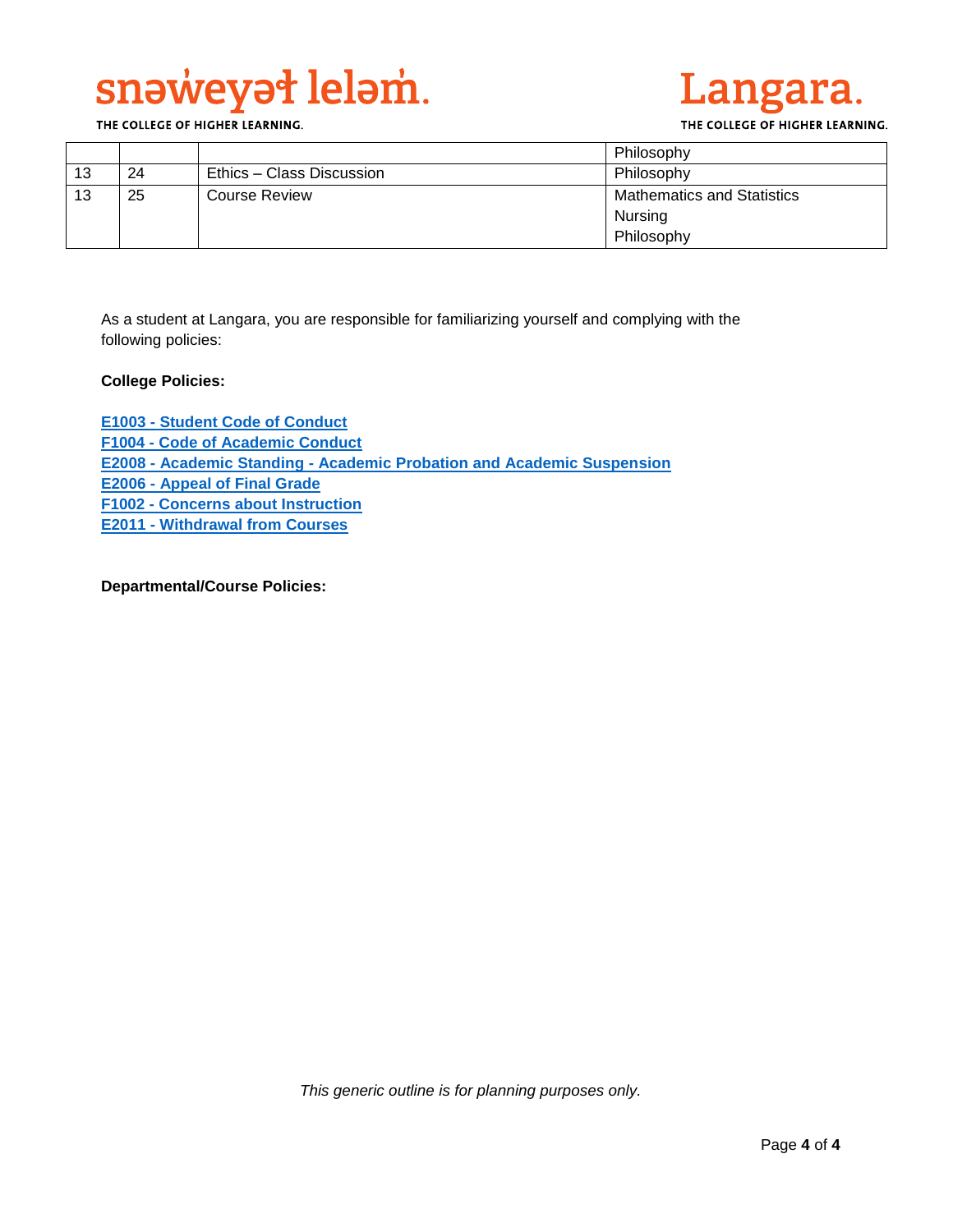| | | | |
|---|---|---|---|
| | | | Philosophy |
| 13 | 24 | Ethics – Class Discussion | Philosophy |
| 13 | 25 | Course Review | Mathematics and Statistics<br>Nursing<br>Philosophy |

As a student at Langara, you are responsible for familiarizing yourself and complying with the following policies:

**College Policies:**

**E1003 - Student Code of Conduct**
**F1004 - Code of Academic Conduct**
**E2008 - Academic Standing - Academic Probation and Academic Suspension**
**E2006 - Appeal of Final Grade**
**F1002 - Concerns about Instruction**
**E2011 - Withdrawal from Courses**

**Departmental/Course Policies:**

*This generic outline is for planning purposes only.*